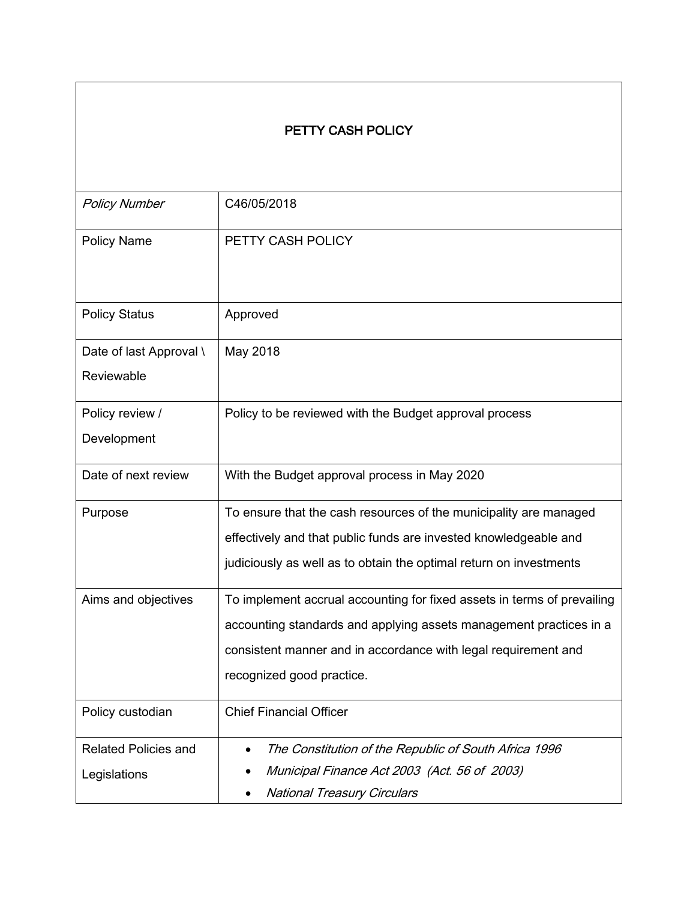# PETTY CASH POLICY

| | |
|---|---|
| *Policy Number* | C46/05/2018 |
| Policy Name | PETTY CASH POLICY |
| Policy Status | Approved |
| Date of last Approval \ Reviewable | May 2018 |
| Policy review / Development | Policy to be reviewed with the Budget approval process |
| Date of next review | With the Budget approval process in May 2020 |
| Purpose | To ensure that the cash resources of the municipality are managed effectively and that public funds are invested knowledgeable and judiciously as well as to obtain the optimal return on investments |
| Aims and objectives | To implement accrual accounting for fixed assets in terms of prevailing accounting standards and applying assets management practices in a consistent manner and in accordance with legal requirement and recognized good practice. |
| Policy custodian | Chief Financial Officer |
| Related Policies and Legislations | • *The Constitution of the Republic of South Africa 1996*<br>• *Municipal Finance Act 2003 (Act. 56 of 2003)*<br>• *National Treasury Circulars* |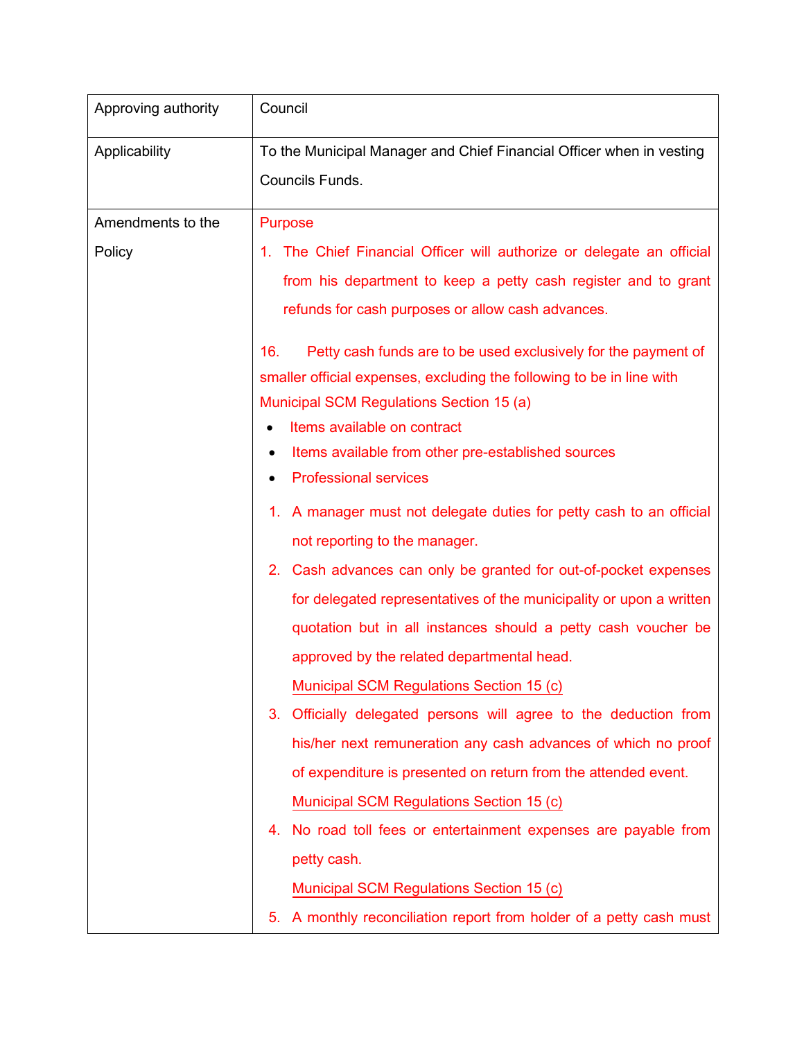| Approving authority | Council |
|---|---|
| Applicability | To the Municipal Manager and Chief Financial Officer when in vesting Councils Funds. |
| Amendments to the Policy | Purpose<br><br>1. The Chief Financial Officer will authorize or delegate an official from his department to keep a petty cash register and to grant refunds for cash purposes or allow cash advances.<br><br>16. Petty cash funds are to be used exclusively for the payment of smaller official expenses, excluding the following to be in line with Municipal SCM Regulations Section 15 (a)<br>• Items available on contract<br>• Items available from other pre-established sources<br>• Professional services<br><br>1. A manager must not delegate duties for petty cash to an official not reporting to the manager.<br>2. Cash advances can only be granted for out-of-pocket expenses for delegated representatives of the municipality or upon a written quotation but in all instances should a petty cash voucher be approved by the related departmental head.<br>Municipal SCM Regulations Section 15 (c)<br>3. Officially delegated persons will agree to the deduction from his/her next remuneration any cash advances of which no proof of expenditure is presented on return from the attended event.<br>Municipal SCM Regulations Section 15 (c)<br>4. No road toll fees or entertainment expenses are payable from petty cash.<br>Municipal SCM Regulations Section 15 (c)<br>5. A monthly reconciliation report from holder of a petty cash must |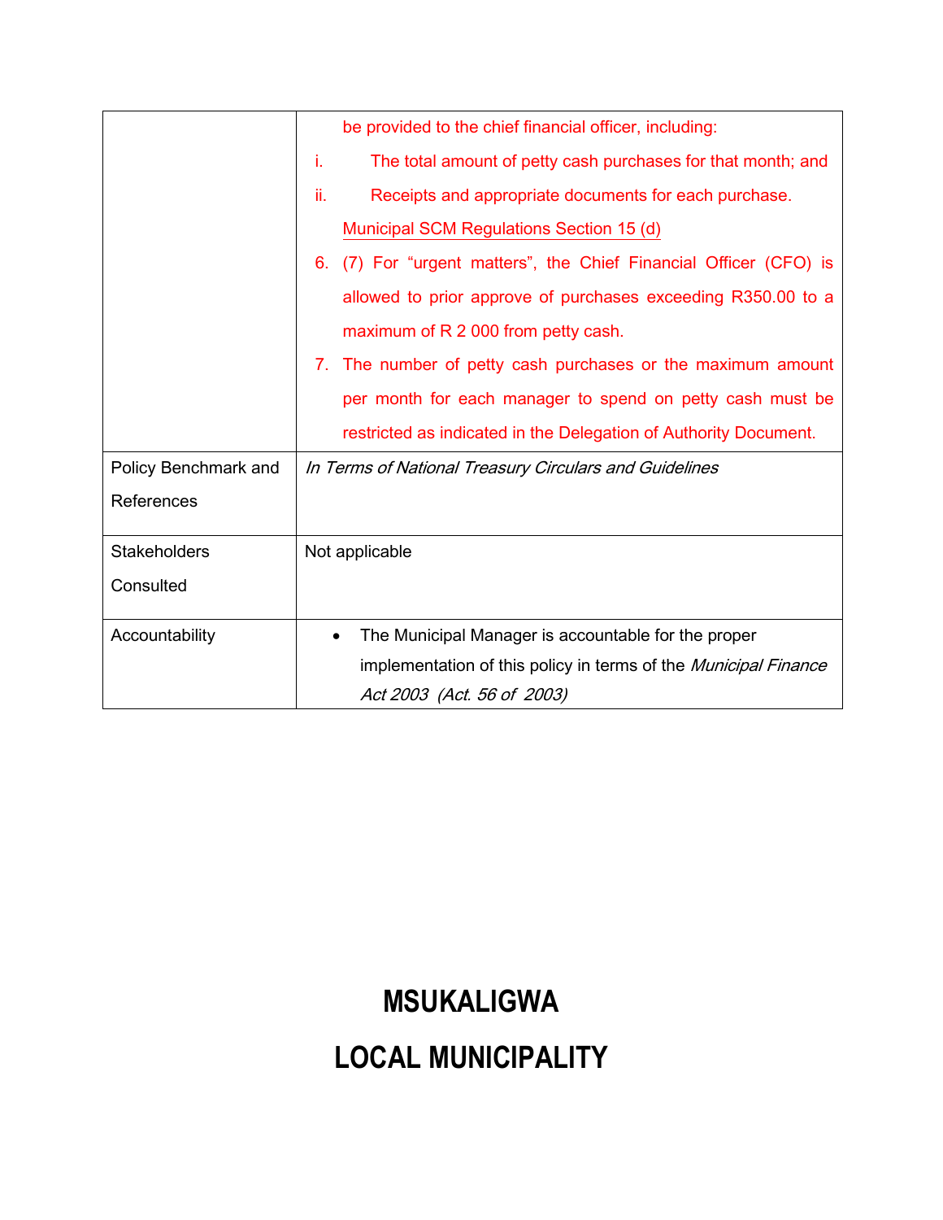| | |
|---|---|
| | be provided to the chief financial officer, including:<br>i. The total amount of petty cash purchases for that month; and<br>ii. Receipts and appropriate documents for each purchase.<br>Municipal SCM Regulations Section 15 (d)<br>6. (7) For "urgent matters", the Chief Financial Officer (CFO) is allowed to prior approve of purchases exceeding R350.00 to a maximum of R 2 000 from petty cash.<br>7. The number of petty cash purchases or the maximum amount per month for each manager to spend on petty cash must be restricted as indicated in the Delegation of Authority Document. |
| Policy Benchmark and References | *In Terms of National Treasury Circulars and Guidelines* |
| Stakeholders Consulted | Not applicable |
| Accountability | • The Municipal Manager is accountable for the proper implementation of this policy in terms of the *Municipal Finance Act 2003 (Act. 56 of 2003)* |

# MSUKALIGWA

# LOCAL MUNICIPALITY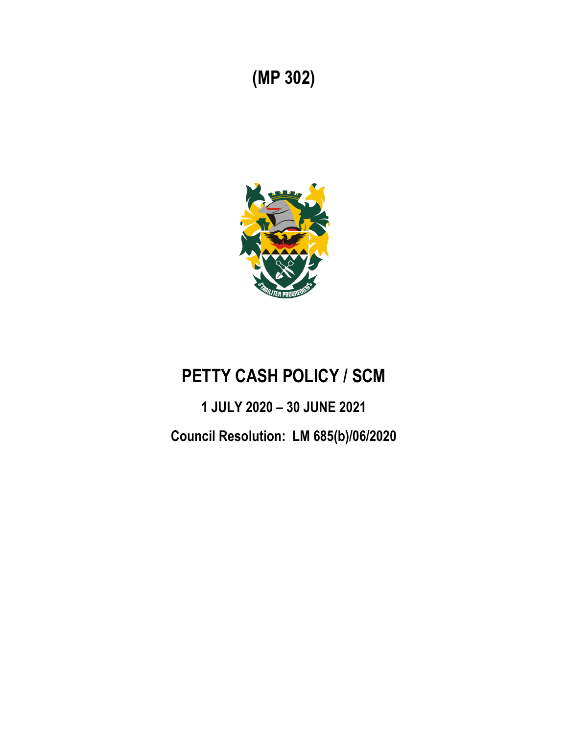# (MP 302)

# PETTY CASH POLICY / SCM

## 1 JULY 2020 – 30 JUNE 2021

## Council Resolution: LM 685(b)/06/2020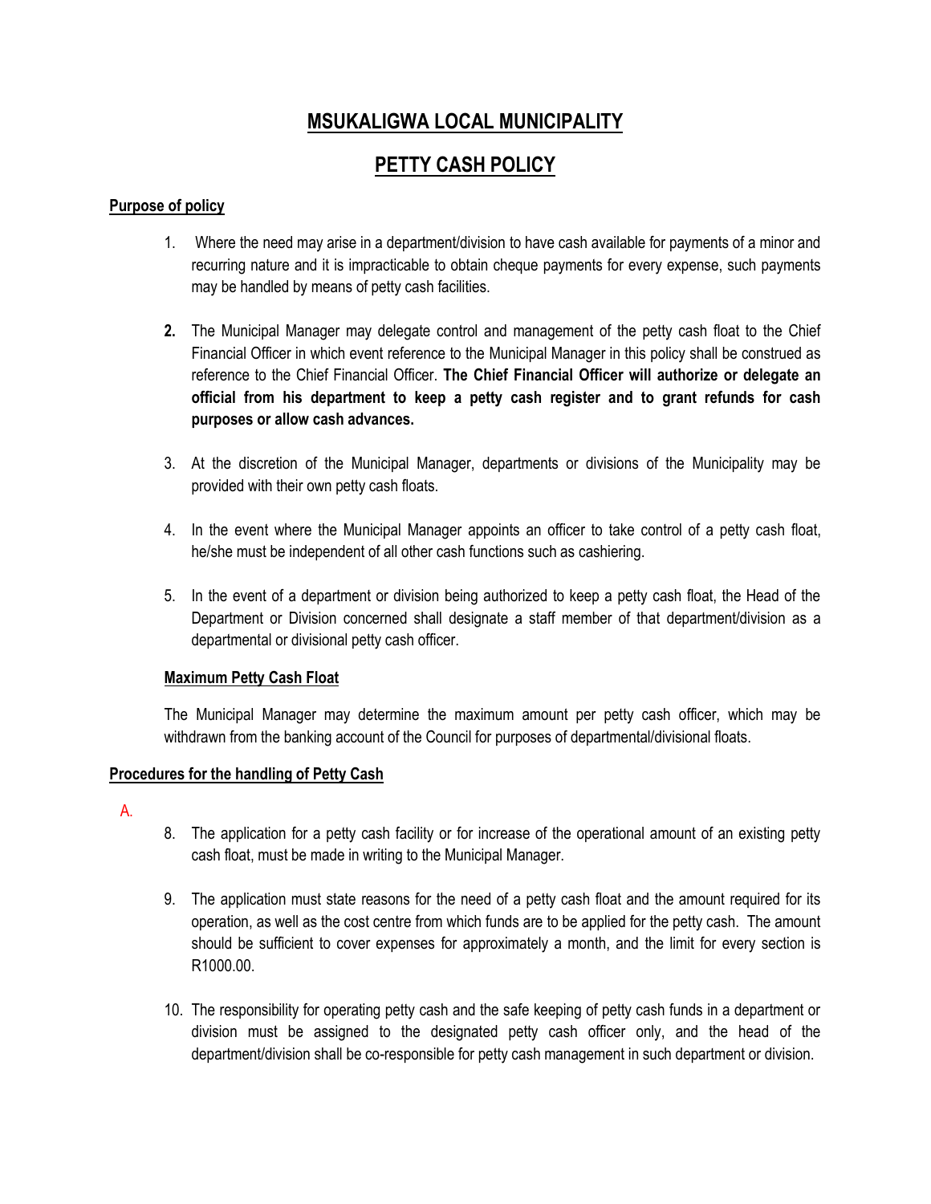# MSUKALIGWA LOCAL MUNICIPALITY

# PETTY CASH POLICY

## Purpose of policy

1. Where the need may arise in a department/division to have cash available for payments of a minor and recurring nature and it is impracticable to obtain cheque payments for every expense, such payments may be handled by means of petty cash facilities.

2. The Municipal Manager may delegate control and management of the petty cash float to the Chief Financial Officer in which event reference to the Municipal Manager in this policy shall be construed as reference to the Chief Financial Officer. **The Chief Financial Officer will authorize or delegate an official from his department to keep a petty cash register and to grant refunds for cash purposes or allow cash advances.**

3. At the discretion of the Municipal Manager, departments or divisions of the Municipality may be provided with their own petty cash floats.

4. In the event where the Municipal Manager appoints an officer to take control of a petty cash float, he/she must be independent of all other cash functions such as cashiering.

5. In the event of a department or division being authorized to keep a petty cash float, the Head of the Department or Division concerned shall designate a staff member of that department/division as a departmental or divisional petty cash officer.

### Maximum Petty Cash Float

The Municipal Manager may determine the maximum amount per petty cash officer, which may be withdrawn from the banking account of the Council for purposes of departmental/divisional floats.

## Procedures for the handling of Petty Cash

A.

8. The application for a petty cash facility or for increase of the operational amount of an existing petty cash float, must be made in writing to the Municipal Manager.

9. The application must state reasons for the need of a petty cash float and the amount required for its operation, as well as the cost centre from which funds are to be applied for the petty cash. The amount should be sufficient to cover expenses for approximately a month, and the limit for every section is R1000.00.

10. The responsibility for operating petty cash and the safe keeping of petty cash funds in a department or division must be assigned to the designated petty cash officer only, and the head of the department/division shall be co-responsible for petty cash management in such department or division.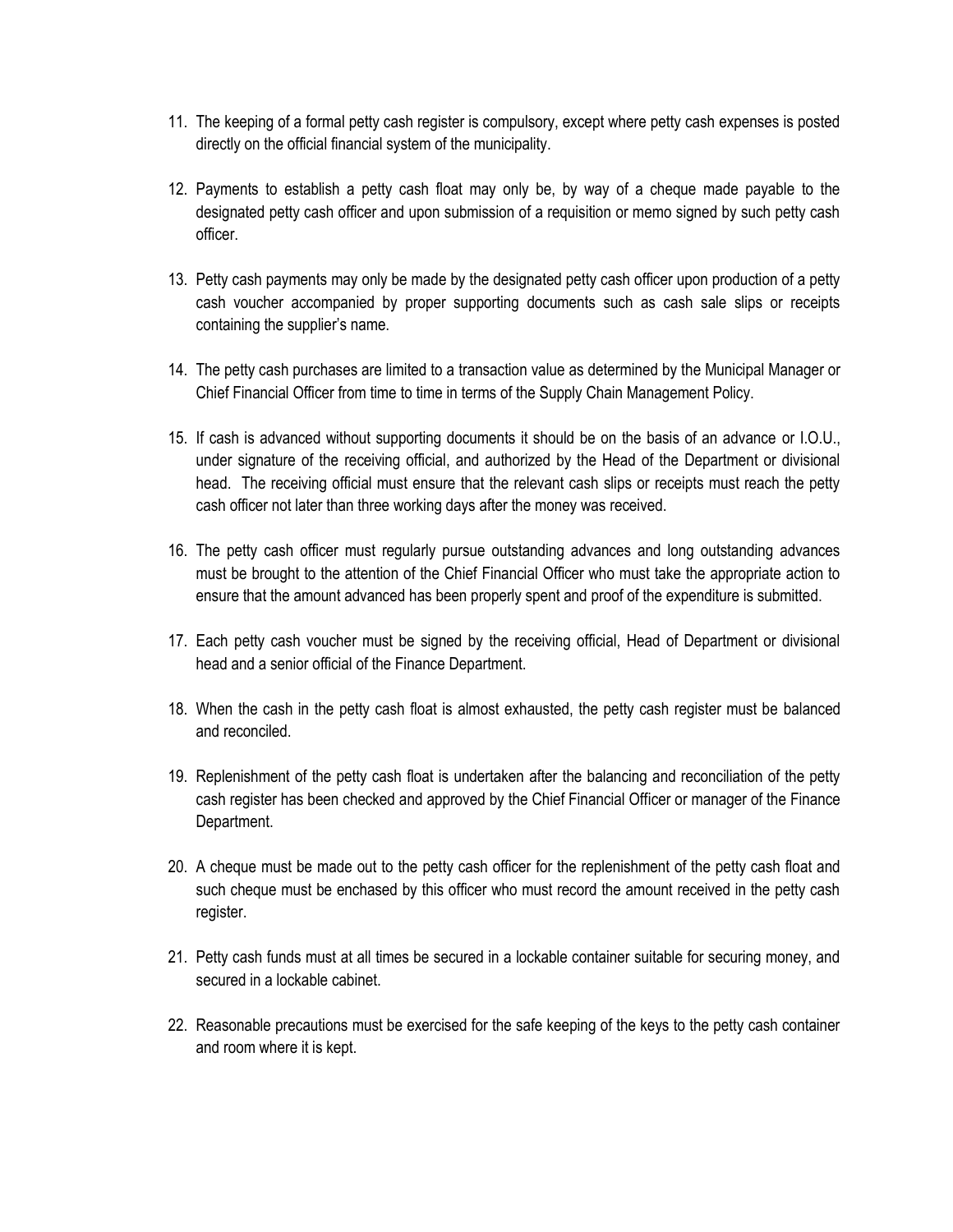11. The keeping of a formal petty cash register is compulsory, except where petty cash expenses is posted directly on the official financial system of the municipality.

12. Payments to establish a petty cash float may only be, by way of a cheque made payable to the designated petty cash officer and upon submission of a requisition or memo signed by such petty cash officer.

13. Petty cash payments may only be made by the designated petty cash officer upon production of a petty cash voucher accompanied by proper supporting documents such as cash sale slips or receipts containing the supplier's name.

14. The petty cash purchases are limited to a transaction value as determined by the Municipal Manager or Chief Financial Officer from time to time in terms of the Supply Chain Management Policy.

15. If cash is advanced without supporting documents it should be on the basis of an advance or I.O.U., under signature of the receiving official, and authorized by the Head of the Department or divisional head. The receiving official must ensure that the relevant cash slips or receipts must reach the petty cash officer not later than three working days after the money was received.

16. The petty cash officer must regularly pursue outstanding advances and long outstanding advances must be brought to the attention of the Chief Financial Officer who must take the appropriate action to ensure that the amount advanced has been properly spent and proof of the expenditure is submitted.

17. Each petty cash voucher must be signed by the receiving official, Head of Department or divisional head and a senior official of the Finance Department.

18. When the cash in the petty cash float is almost exhausted, the petty cash register must be balanced and reconciled.

19. Replenishment of the petty cash float is undertaken after the balancing and reconciliation of the petty cash register has been checked and approved by the Chief Financial Officer or manager of the Finance Department.

20. A cheque must be made out to the petty cash officer for the replenishment of the petty cash float and such cheque must be enchased by this officer who must record the amount received in the petty cash register.

21. Petty cash funds must at all times be secured in a lockable container suitable for securing money, and secured in a lockable cabinet.

22. Reasonable precautions must be exercised for the safe keeping of the keys to the petty cash container and room where it is kept.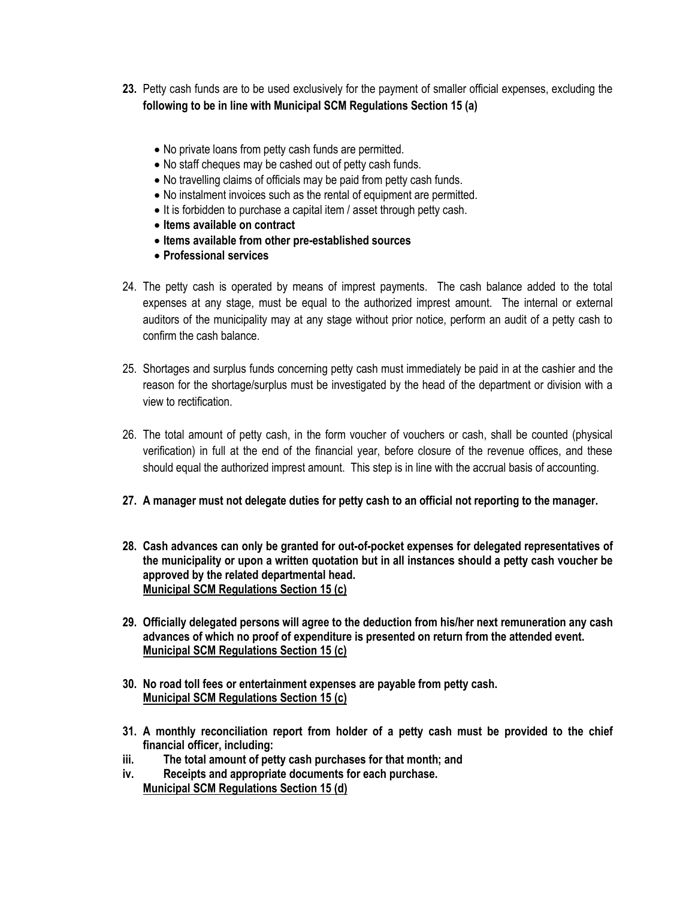**23.** Petty cash funds are to be used exclusively for the payment of smaller official expenses, excluding the **following to be in line with Municipal SCM Regulations Section 15 (a)**

- No private loans from petty cash funds are permitted.
- No staff cheques may be cashed out of petty cash funds.
- No travelling claims of officials may be paid from petty cash funds.
- No instalment invoices such as the rental of equipment are permitted.
- It is forbidden to purchase a capital item / asset through petty cash.
- **Items available on contract**
- **Items available from other pre-established sources**
- **Professional services**

24. The petty cash is operated by means of imprest payments. The cash balance added to the total expenses at any stage, must be equal to the authorized imprest amount. The internal or external auditors of the municipality may at any stage without prior notice, perform an audit of a petty cash to confirm the cash balance.

25. Shortages and surplus funds concerning petty cash must immediately be paid in at the cashier and the reason for the shortage/surplus must be investigated by the head of the department or division with a view to rectification.

26. The total amount of petty cash, in the form voucher of vouchers or cash, shall be counted (physical verification) in full at the end of the financial year, before closure of the revenue offices, and these should equal the authorized imprest amount. This step is in line with the accrual basis of accounting.

**27. A manager must not delegate duties for petty cash to an official not reporting to the manager.**

**28. Cash advances can only be granted for out-of-pocket expenses for delegated representatives of the municipality or upon a written quotation but in all instances should a petty cash voucher be approved by the related departmental head.**
**<u>Municipal SCM Regulations Section 15 (c)</u>**

**29. Officially delegated persons will agree to the deduction from his/her next remuneration any cash advances of which no proof of expenditure is presented on return from the attended event.**
**<u>Municipal SCM Regulations Section 15 (c)</u>**

**30. No road toll fees or entertainment expenses are payable from petty cash.**
**<u>Municipal SCM Regulations Section 15 (c)</u>**

**31. A monthly reconciliation report from holder of a petty cash must be provided to the chief financial officer, including:**

**iii. The total amount of petty cash purchases for that month; and**

**iv. Receipts and appropriate documents for each purchase.**

**<u>Municipal SCM Regulations Section 15 (d)</u>**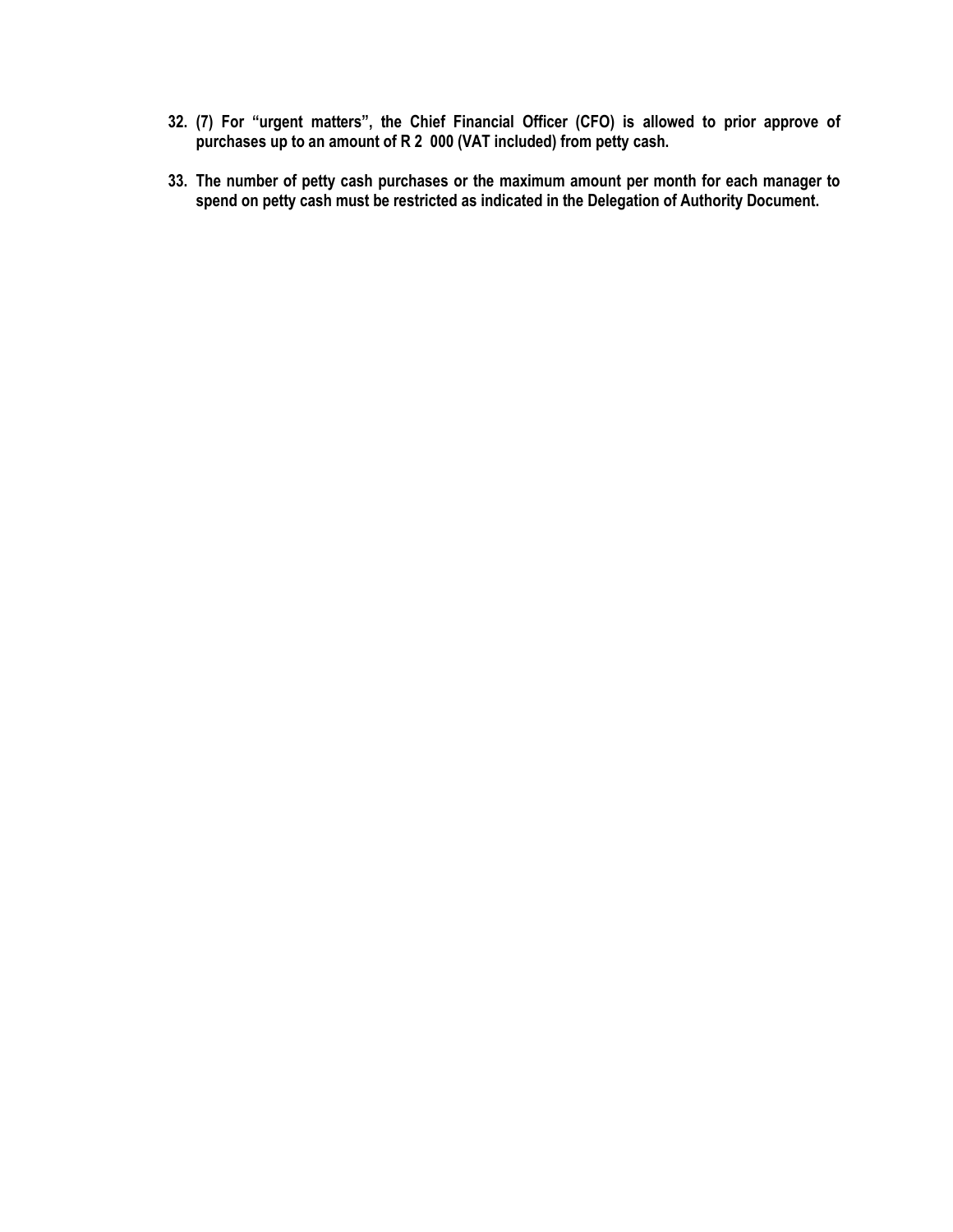**32. (7) For “urgent matters”, the Chief Financial Officer (CFO) is allowed to prior approve of purchases up to an amount of R 2 000 (VAT included) from petty cash.**

**33. The number of petty cash purchases or the maximum amount per month for each manager to spend on petty cash must be restricted as indicated in the Delegation of Authority Document.**